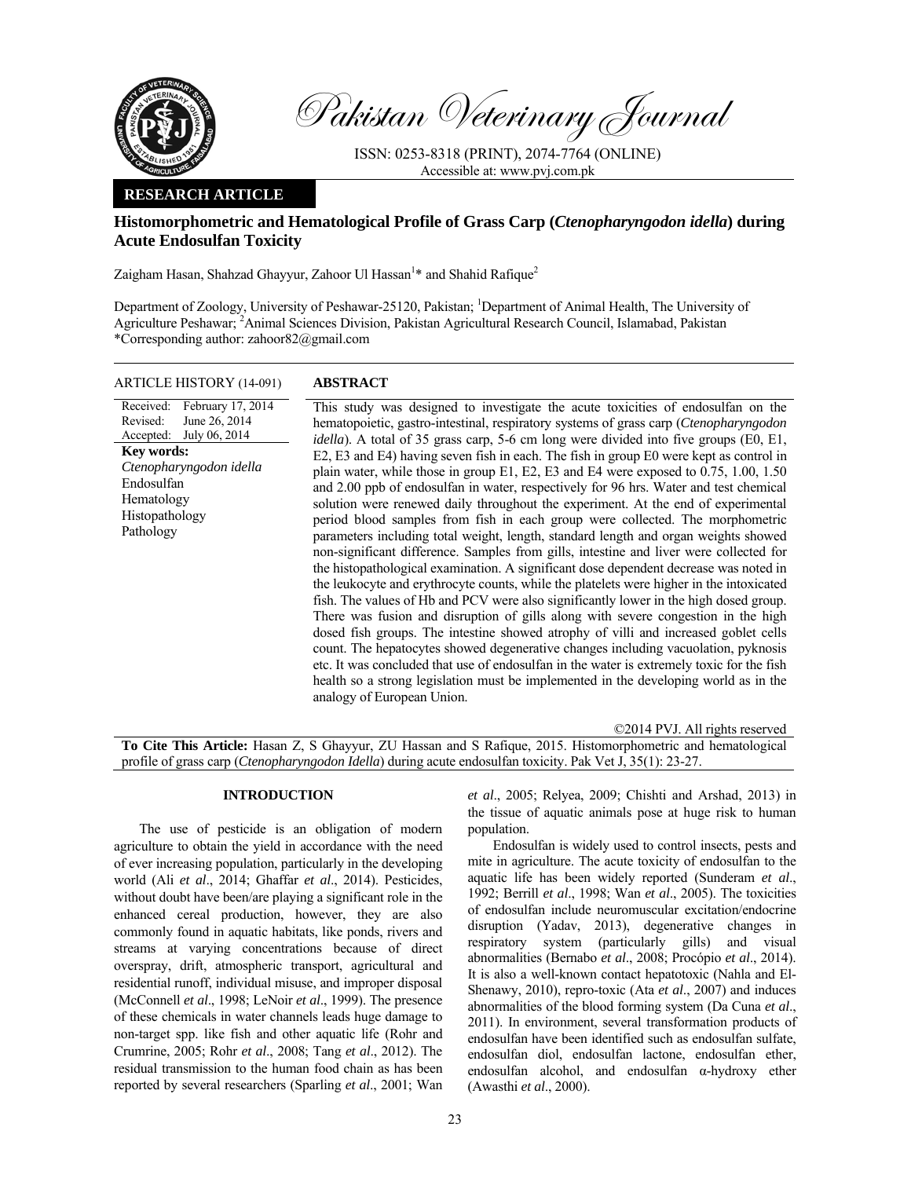Pakistan Veterinary Journal

ISSN: 0253-8318 (PRINT), 2074-7764 (ONLINE)
Accessible at: www.pvj.com.pk

**RESEARCH ARTICLE**

# Histomorphometric and Hematological Profile of Grass Carp (*Ctenopharyngodon idella*) during Acute Endosulfan Toxicity

Zaigham Hasan, Shahzad Ghayyur, Zahoor Ul Hassan[1]* and Shahid Rafique[2]

Department of Zoology, University of Peshawar-25120, Pakistan; [1]Department of Animal Health, The University of Agriculture Peshawar; [2]Animal Sciences Division, Pakistan Agricultural Research Council, Islamabad, Pakistan
*Corresponding author: zahoor82@gmail.com

**ARTICLE HISTORY** (14-091)

Received: February 17, 2014
Revised: June 26, 2014
Accepted: July 06, 2014

**Key words:**
*Ctenopharyngodon idella*
Endosulfan
Hematology
Histopathology
Pathology

**ABSTRACT**

This study was designed to investigate the acute toxicities of endosulfan on the hematopoietic, gastro-intestinal, respiratory systems of grass carp (*Ctenopharyngodon idella*). A total of 35 grass carp, 5-6 cm long were divided into five groups (E0, E1, E2, E3 and E4) having seven fish in each. The fish in group E0 were kept as control in plain water, while those in group E1, E2, E3 and E4 were exposed to 0.75, 1.00, 1.50 and 2.00 ppb of endosulfan in water, respectively for 96 hrs. Water and test chemical solution were renewed daily throughout the experiment. At the end of experimental period blood samples from fish in each group were collected. The morphometric parameters including total weight, length, standard length and organ weights showed non-significant difference. Samples from gills, intestine and liver were collected for the histopathological examination. A significant dose dependent decrease was noted in the leukocyte and erythrocyte counts, while the platelets were higher in the intoxicated fish. The values of Hb and PCV were also significantly lower in the high dosed group. There was fusion and disruption of gills along with severe congestion in the high dosed fish groups. The intestine showed atrophy of villi and increased goblet cells count. The hepatocytes showed degenerative changes including vacuolation, pyknosis etc. It was concluded that use of endosulfan in the water is extremely toxic for the fish health so a strong legislation must be implemented in the developing world as in the analogy of European Union.

©2014 PVJ. All rights reserved

**To Cite This Article:** Hasan Z, S Ghayyur, ZU Hassan and S Rafique, 2015. Histomorphometric and hematological profile of grass carp (*Ctenopharyngodon Idella*) during acute endosulfan toxicity. Pak Vet J, 35(1): 23-27.

## INTRODUCTION

The use of pesticide is an obligation of modern agriculture to obtain the yield in accordance with the need of ever increasing population, particularly in the developing world (Ali *et al*., 2014; Ghaffar *et al*., 2014). Pesticides, without doubt have been/are playing a significant role in the enhanced cereal production, however, they are also commonly found in aquatic habitats, like ponds, rivers and streams at varying concentrations because of direct overspray, drift, atmospheric transport, agricultural and residential runoff, individual misuse, and improper disposal (McConnell *et al*., 1998; LeNoir *et al*., 1999). The presence of these chemicals in water channels leads huge damage to non-target spp. like fish and other aquatic life (Rohr and Crumrine, 2005; Rohr *et al*., 2008; Tang *et al*., 2012). The residual transmission to the human food chain as has been reported by several researchers (Sparling *et al*., 2001; Wan *et al*., 2005; Relyea, 2009; Chishti and Arshad, 2013) in the tissue of aquatic animals pose at huge risk to human population.

Endosulfan is widely used to control insects, pests and mite in agriculture. The acute toxicity of endosulfan to the aquatic life has been widely reported (Sunderam *et al*., 1992; Berrill *et al*., 1998; Wan *et al*., 2005). The toxicities of endosulfan include neuromuscular excitation/endocrine disruption (Yadav, 2013), degenerative changes in respiratory system (particularly gills) and visual abnormalities (Bernabo *et al*., 2008; Procópio *et al*., 2014). It is also a well-known contact hepatotoxic (Nahla and El-Shenawy, 2010), repro-toxic (Ata *et al*., 2007) and induces abnormalities of the blood forming system (Da Cuna *et al*., 2011). In environment, several transformation products of endosulfan have been identified such as endosulfan sulfate, endosulfan diol, endosulfan lactone, endosulfan ether, endosulfan alcohol, and endosulfan α-hydroxy ether (Awasthi *et al*., 2000).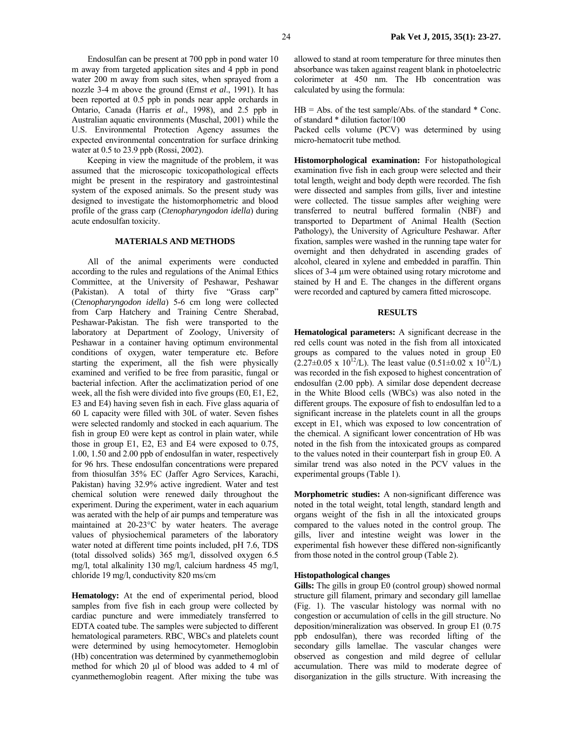Endosulfan can be present at 700 ppb in pond water 10 m away from targeted application sites and 4 ppb in pond water 200 m away from such sites, when sprayed from a nozzle 3-4 m above the ground (Ernst *et al*., 1991). It has been reported at 0.5 ppb in ponds near apple orchards in Ontario, Canada (Harris *et al*., 1998), and 2.5 ppb in Australian aquatic environments (Muschal, 2001) while the U.S. Environmental Protection Agency assumes the expected environmental concentration for surface drinking water at 0.5 to 23.9 ppb (Rossi, 2002).

Keeping in view the magnitude of the problem, it was assumed that the microscopic toxicopathological effects might be present in the respiratory and gastrointestinal system of the exposed animals. So the present study was designed to investigate the histomorphometric and blood profile of the grass carp (*Ctenopharyngodon idella*) during acute endosulfan toxicity.

## MATERIALS AND METHODS

All of the animal experiments were conducted according to the rules and regulations of the Animal Ethics Committee, at the University of Peshawar, Peshawar (Pakistan). A total of thirty five "Grass carp" (*Ctenopharyngodon idella*) 5-6 cm long were collected from Carp Hatchery and Training Centre Sherabad, Peshawar-Pakistan. The fish were transported to the laboratory at Department of Zoology, University of Peshawar in a container having optimum environmental conditions of oxygen, water temperature etc. Before starting the experiment, all the fish were physically examined and verified to be free from parasitic, fungal or bacterial infection. After the acclimatization period of one week, all the fish were divided into five groups (E0, E1, E2, E3 and E4) having seven fish in each. Five glass aquaria of 60 L capacity were filled with 30L of water. Seven fishes were selected randomly and stocked in each aquarium. The fish in group E0 were kept as control in plain water, while those in group E1, E2, E3 and E4 were exposed to 0.75, 1.00, 1.50 and 2.00 ppb of endosulfan in water, respectively for 96 hrs. These endosulfan concentrations were prepared from thiosulfan 35% EC (Jaffer Agro Services, Karachi, Pakistan) having 32.9% active ingredient. Water and test chemical solution were renewed daily throughout the experiment. During the experiment, water in each aquarium was aerated with the help of air pumps and temperature was maintained at 20-23°C by water heaters. The average values of physiochemical parameters of the laboratory water noted at different time points included, pH 7.6, TDS (total dissolved solids) 365 mg/l, dissolved oxygen 6.5 mg/l, total alkalinity 130 mg/l, calcium hardness 45 mg/l, chloride 19 mg/l, conductivity 820 ms/cm

**Hematology:** At the end of experimental period, blood samples from five fish in each group were collected by cardiac puncture and were immediately transferred to EDTA coated tube. The samples were subjected to different hematological parameters. RBC, WBCs and platelets count were determined by using hemocytometer. Hemoglobin (Hb) concentration was determined by cyanmethemoglobin method for which 20 µl of blood was added to 4 ml of cyanmethemoglobin reagent. After mixing the tube was allowed to stand at room temperature for three minutes then absorbance was taken against reagent blank in photoelectric colorimeter at 450 nm. The Hb concentration was calculated by using the formula:

HB = Abs. of the test sample/Abs. of the standard * Conc. of standard * dilution factor/100

Packed cells volume (PCV) was determined by using micro-hematocrit tube method.

**Histomorphological examination:** For histopathological examination five fish in each group were selected and their total length, weight and body depth were recorded. The fish were dissected and samples from gills, liver and intestine were collected. The tissue samples after weighing were transferred to neutral buffered formalin (NBF) and transported to Department of Animal Health (Section Pathology), the University of Agriculture Peshawar. After fixation, samples were washed in the running tape water for overnight and then dehydrated in ascending grades of alcohol, cleared in xylene and embedded in paraffin. Thin slices of 3-4 µm were obtained using rotary microtome and stained by H and E. The changes in the different organs were recorded and captured by camera fitted microscope.

## RESULTS

**Hematological parameters:** A significant decrease in the red cells count was noted in the fish from all intoxicated groups as compared to the values noted in group E0 ($2.27\pm0.05 \times 10^{12}$/L). The least value ($0.51\pm0.02 \times 10^{12}$/L) was recorded in the fish exposed to highest concentration of endosulfan (2.00 ppb). A similar dose dependent decrease in the White Blood cells (WBCs) was also noted in the different groups. The exposure of fish to endosulfan led to a significant increase in the platelets count in all the groups except in E1, which was exposed to low concentration of the chemical. A significant lower concentration of Hb was noted in the fish from the intoxicated groups as compared to the values noted in their counterpart fish in group E0. A similar trend was also noted in the PCV values in the experimental groups (Table 1).

**Morphometric studies:** A non-significant difference was noted in the total weight, total length, standard length and organs weight of the fish in all the intoxicated groups compared to the values noted in the control group. The gills, liver and intestine weight was lower in the experimental fish however these differed non-significantly from those noted in the control group (Table 2).

### Histopathological changes

**Gills:** The gills in group E0 (control group) showed normal structure gill filament, primary and secondary gill lamellae (Fig. 1). The vascular histology was normal with no congestion or accumulation of cells in the gill structure. No deposition/mineralization was observed. In group E1 (0.75 ppb endosulfan), there was recorded lifting of the secondary gills lamellae. The vascular changes were observed as congestion and mild degree of cellular accumulation. There was mild to moderate degree of disorganization in the gills structure. With increasing the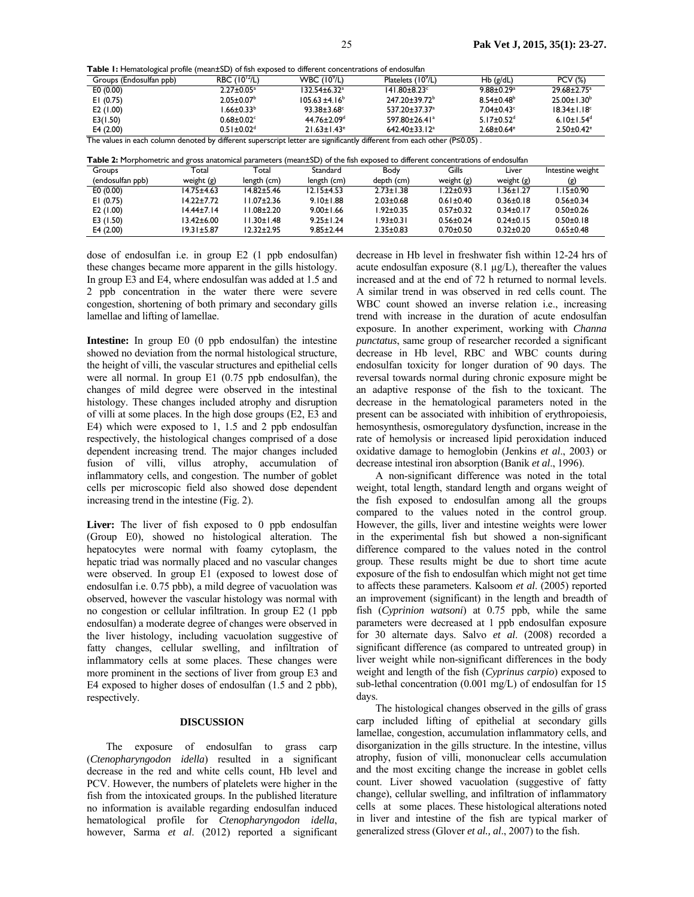**Table 1:** Hematological profile (mean±SD) of fish exposed to different concentrations of endosulfan

| Groups (Endosulfan ppb) | RBC ($10^{12}$/L) | WBC ($10^{9}$/L) | Platelets ($10^{9}$/L) | Hb (g/dL) | PCV (%) |
|---|---|---|---|---|---|
| E0 (0.00) | 2.27±0.05$^{a}$ | 132.54±6.32$^{a}$ | 141.80±8.23$^{c}$ | 9.88±0.29$^{a}$ | 29.68±2.75$^{a}$ |
| E1 (0.75) | 2.05±0.07$^{b}$ | 105.63 ±4.16$^{b}$ | 247.20±39.72$^{b}$ | 8.54±0.48$^{b}$ | 25.00±1.30$^{b}$ |
| E2 (1.00) | 1.66±0.33$^{b}$ | 93.38±3.68$^{c}$ | 537.20±37.37$^{a}$ | 7.04±0.43$^{c}$ | 18.34±1.18$^{c}$ |
| E3(1.50) | 0.68±0.02$^{c}$ | 44.76±2.09$^{d}$ | 597.80±26.41$^{a}$ | 5.17±0.52$^{d}$ | 6.10±1.54$^{d}$ |
| E4 (2.00) | 0.51±0.02$^{d}$ | 21.63±1.43$^{e}$ | 642.40±33.12$^{a}$ | 2.68±0.64$^{e}$ | 2.50±0.42$^{e}$ |

The values in each column denoted by different superscript letter are significantly different from each other (P≤0.05) .

**Table 2:** Morphometric and gross anatomical parameters (mean±SD) of the fish exposed to different concentrations of endosulfan

| Groups (endosulfan ppb) | Total weight (g) | Total length (cm) | Standard length (cm) | Body depth (cm) | Gills weight (g) | Liver weight (g) | Intestine weight (g) |
|---|---|---|---|---|---|---|---|
| E0 (0.00) | 14.75±4.63 | 14.82±5.46 | 12.15±4.53 | 2.73±1.38 | 1.22±0.93 | 1.36±1.27 | 1.15±0.90 |
| E1 (0.75) | 14.22±7.72 | 11.07±2.36 | 9.10±1.88 | 2.03±0.68 | 0.61±0.40 | 0.36±0.18 | 0.56±0.34 |
| E2 (1.00) | 14.44±7.14 | 11.08±2.20 | 9.00±1.66 | 1.92±0.35 | 0.57±0.32 | 0.34±0.17 | 0.50±0.26 |
| E3 (1.50) | 13.42±6.00 | 11.30±1.48 | 9.25±1.24 | 1.93±0.31 | 0.56±0.24 | 0.24±0.15 | 0.50±0.18 |
| E4 (2.00) | 19.31±5.87 | 12.32±2.95 | 9.85±2.44 | 2.35±0.83 | 0.70±0.50 | 0.32±0.20 | 0.65±0.48 |

dose of endosulfan i.e. in group E2 (1 ppb endosulfan) these changes became more apparent in the gills histology. In group E3 and E4, where endosulfan was added at 1.5 and 2 ppb concentration in the water there were severe congestion, shortening of both primary and secondary gills lamellae and lifting of lamellae.

**Intestine:** In group E0 (0 ppb endosulfan) the intestine showed no deviation from the normal histological structure, the height of villi, the vascular structures and epithelial cells were all normal. In group E1 (0.75 ppb endosulfan), the changes of mild degree were observed in the intestinal histology. These changes included atrophy and disruption of villi at some places. In the high dose groups (E2, E3 and E4) which were exposed to 1, 1.5 and 2 ppb endosulfan respectively, the histological changes comprised of a dose dependent increasing trend. The major changes included fusion of villi, villus atrophy, accumulation of inflammatory cells, and congestion. The number of goblet cells per microscopic field also showed dose dependent increasing trend in the intestine (Fig. 2).

**Liver:** The liver of fish exposed to 0 ppb endosulfan (Group E0), showed no histological alteration. The hepatocytes were normal with foamy cytoplasm, the hepatic triad was normally placed and no vascular changes were observed. In group E1 (exposed to lowest dose of endosulfan i.e. 0.75 pbb), a mild degree of vacuolation was observed, however the vascular histology was normal with no congestion or cellular infiltration. In group E2 (1 ppb endosulfan) a moderate degree of changes were observed in the liver histology, including vacuolation suggestive of fatty changes, cellular swelling, and infiltration of inflammatory cells at some places. These changes were more prominent in the sections of liver from group E3 and E4 exposed to higher doses of endosulfan (1.5 and 2 pbb), respectively.

## DISCUSSION

The exposure of endosulfan to grass carp (*Ctenopharyngodon idella*) resulted in a significant decrease in the red and white cells count, Hb level and PCV. However, the numbers of platelets were higher in the fish from the intoxicated groups. In the published literature no information is available regarding endosulfan induced hematological profile for *Ctenopharyngodon idella*, however, Sarma *et al*. (2012) reported a significant decrease in Hb level in freshwater fish within 12-24 hrs of acute endosulfan exposure (8.1 µg/L), thereafter the values increased and at the end of 72 h returned to normal levels. A similar trend in was observed in red cells count. The WBC count showed an inverse relation i.e., increasing trend with increase in the duration of acute endosulfan exposure. In another experiment, working with *Channa punctatus*, same group of researcher recorded a significant decrease in Hb level, RBC and WBC counts during endosulfan toxicity for longer duration of 90 days. The reversal towards normal during chronic exposure might be an adaptive response of the fish to the toxicant. The decrease in the hematological parameters noted in the present can be associated with inhibition of erythropoiesis, hemosynthesis, osmoregulatory dysfunction, increase in the rate of hemolysis or increased lipid peroxidation induced oxidative damage to hemoglobin (Jenkins *et al*., 2003) or decrease intestinal iron absorption (Banik *et al*., 1996).

A non-significant difference was noted in the total weight, total length, standard length and organs weight of the fish exposed to endosulfan among all the groups compared to the values noted in the control group. However, the gills, liver and intestine weights were lower in the experimental fish but showed a non-significant difference compared to the values noted in the control group. These results might be due to short time acute exposure of the fish to endosulfan which might not get time to affects these parameters. Kalsoom *et al*. (2005) reported an improvement (significant) in the length and breadth of fish (*Cyprinion watsoni*) at 0.75 ppb, while the same parameters were decreased at 1 ppb endosulfan exposure for 30 alternate days. Salvo *et al*. (2008) recorded a significant difference (as compared to untreated group) in liver weight while non-significant differences in the body weight and length of the fish (*Cyprinus carpio*) exposed to sub-lethal concentration (0.001 mg/L) of endosulfan for 15 days.

The histological changes observed in the gills of grass carp included lifting of epithelial at secondary gills lamellae, congestion, accumulation inflammatory cells, and disorganization in the gills structure. In the intestine, villus atrophy, fusion of villi, mononuclear cells accumulation and the most exciting change the increase in goblet cells count. Liver showed vacuolation (suggestive of fatty change), cellular swelling, and infiltration of inflammatory cells at some places. These histological alterations noted in liver and intestine of the fish are typical marker of generalized stress (Glover *et al., al*., 2007) to the fish.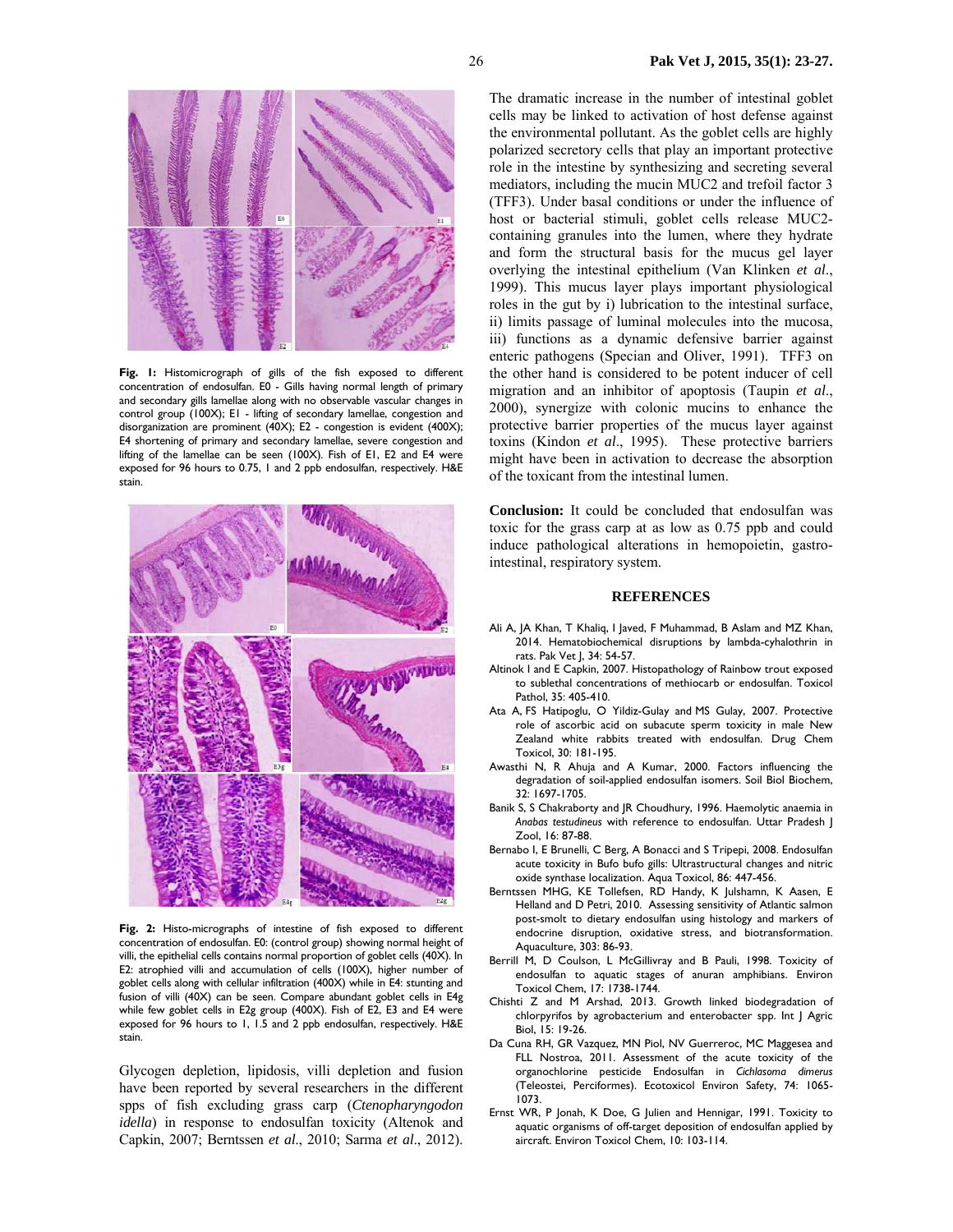**Fig. 1:** Histomicrograph of gills of the fish exposed to different concentration of endosulfan. E0 - Gills having normal length of primary and secondary gills lamellae along with no observable vascular changes in control group (100X); E1 - lifting of secondary lamellae, congestion and disorganization are prominent (40X); E2 - congestion is evident (400X); E4 shortening of primary and secondary lamellae, severe congestion and lifting of the lamellae can be seen (100X). Fish of E1, E2 and E4 were exposed for 96 hours to 0.75, 1 and 2 ppb endosulfan, respectively. H&E stain.

**Fig. 2:** Histo-micrographs of intestine of fish exposed to different concentration of endosulfan. E0: (control group) showing normal height of villi, the epithelial cells contains normal proportion of goblet cells (40X). In E2: atrophied villi and accumulation of cells (100X), higher number of goblet cells along with cellular infiltration (400X) while in E4: stunting and fusion of villi (40X) can be seen. Compare abundant goblet cells in E4g while few goblet cells in E2g group (400X). Fish of E2, E3 and E4 were exposed for 96 hours to 1, 1.5 and 2 ppb endosulfan, respectively. H&E stain.

Glycogen depletion, lipidosis, villi depletion and fusion have been reported by several researchers in the different spps of fish excluding grass carp (*Ctenopharyngodon idella*) in response to endosulfan toxicity (Altenok and Capkin, 2007; Berntssen *et al*., 2010; Sarma *et al*., 2012). The dramatic increase in the number of intestinal goblet cells may be linked to activation of host defense against the environmental pollutant. As the goblet cells are highly polarized secretory cells that play an important protective role in the intestine by synthesizing and secreting several mediators, including the mucin MUC2 and trefoil factor 3 (TFF3). Under basal conditions or under the influence of host or bacterial stimuli, goblet cells release MUC2-containing granules into the lumen, where they hydrate and form the structural basis for the mucus gel layer overlying the intestinal epithelium (Van Klinken *et al*., 1999). This mucus layer plays important physiological roles in the gut by i) lubrication to the intestinal surface, ii) limits passage of luminal molecules into the mucosa, iii) functions as a dynamic defensive barrier against enteric pathogens (Specian and Oliver, 1991). TFF3 on the other hand is considered to be potent inducer of cell migration and an inhibitor of apoptosis (Taupin *et al*., 2000), synergize with colonic mucins to enhance the protective barrier properties of the mucus layer against toxins (Kindon *et al*., 1995). These protective barriers might have been in activation to decrease the absorption of the toxicant from the intestinal lumen.

**Conclusion:** It could be concluded that endosulfan was toxic for the grass carp at as low as 0.75 ppb and could induce pathological alterations in hemopoietin, gastro-intestinal, respiratory system.

## REFERENCES

Ali A, JA Khan, T Khaliq, I Javed, F Muhammad, B Aslam and MZ Khan, 2014. Hematobiochemical disruptions by lambda-cyhalothrin in rats. Pak Vet J, 34: 54-57.

Altinok I and E Capkin, 2007. Histopathology of Rainbow trout exposed to sublethal concentrations of methiocarb or endosulfan. Toxicol Pathol, 35: 405-410.

Ata A, FS Hatipoglu, O Yildiz-Gulay and MS Gulay, 2007. Protective role of ascorbic acid on subacute sperm toxicity in male New Zealand white rabbits treated with endosulfan. Drug Chem Toxicol, 30: 181-195.

Awasthi N, R Ahuja and A Kumar, 2000. Factors influencing the degradation of soil-applied endosulfan isomers. Soil Biol Biochem, 32: 1697-1705.

Banik S, S Chakraborty and JR Choudhury, 1996. Haemolytic anaemia in *Anabas testudineus* with reference to endosulfan. Uttar Pradesh J Zool, 16: 87-88.

Bernabo I, E Brunelli, C Berg, A Bonacci and S Tripepi, 2008. Endosulfan acute toxicity in Bufo bufo gills: Ultrastructural changes and nitric oxide synthase localization. Aqua Toxicol, 86: 447-456.

Berntssen MHG, KE Tollefsen, RD Handy, K Julshamn, K Aasen, E Helland and D Petri, 2010. Assessing sensitivity of Atlantic salmon post-smolt to dietary endosulfan using histology and markers of endocrine disruption, oxidative stress, and biotransformation. Aquaculture, 303: 86-93.

Berrill M, D Coulson, L McGillivray and B Pauli, 1998. Toxicity of endosulfan to aquatic stages of anuran amphibians. Environ Toxicol Chem, 17: 1738-1744.

Chishti Z and M Arshad, 2013. Growth linked biodegradation of chlorpyrifos by agrobacterium and enterobacter spp. Int J Agric Biol, 15: 19-26.

Da Cuna RH, GR Vazquez, MN Piol, NV Guerreroc, MC Maggesea and FLL Nostroa, 2011. Assessment of the acute toxicity of the organochlorine pesticide Endosulfan in *Cichlasoma dimerus* (Teleostei, Perciformes). Ecotoxicol Environ Safety, 74: 1065-1073.

Ernst WR, P Jonah, K Doe, G Julien and Hennigar, 1991. Toxicity to aquatic organisms of off-target deposition of endosulfan applied by aircraft. Environ Toxicol Chem, 10: 103-114.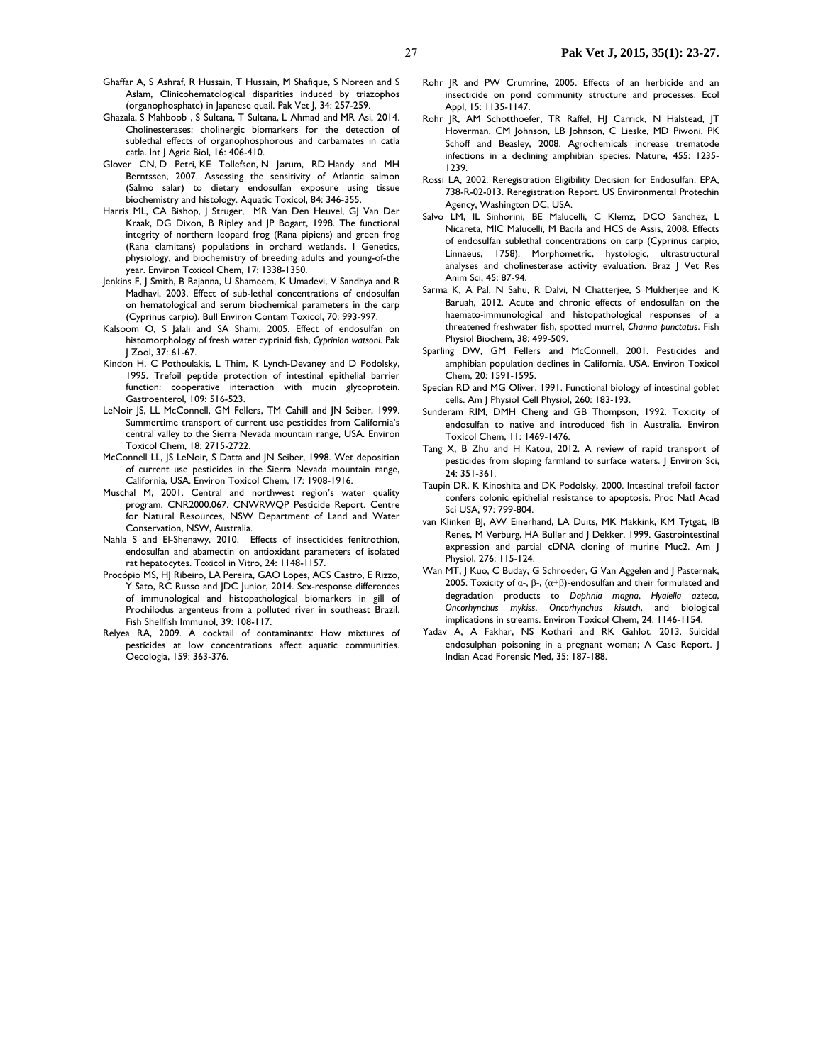Ghaffar A, S Ashraf, R Hussain, T Hussain, M Shafique, S Noreen and S Aslam, Clinicohematological disparities induced by triazophos (organophosphate) in Japanese quail. Pak Vet J, 34: 257-259.

Ghazala, S Mahboob , S Sultana, T Sultana, L Ahmad and MR Asi, 2014. Cholinesterases: cholinergic biomarkers for the detection of sublethal effects of organophosphorous and carbamates in catla catla. Int J Agric Biol, 16: 406-410.

Glover CN, D Petri, KE Tollefsen, N Jørum, RD Handy and MH Berntssen, 2007. Assessing the sensitivity of Atlantic salmon (Salmo salar) to dietary endosulfan exposure using tissue biochemistry and histology. Aquatic Toxicol, 84: 346-355.

Harris ML, CA Bishop, J Struger, MR Van Den Heuvel, GJ Van Der Kraak, DG Dixon, B Ripley and JP Bogart, 1998. The functional integrity of northern leopard frog (Rana pipiens) and green frog (Rana clamitans) populations in orchard wetlands. I Genetics, physiology, and biochemistry of breeding adults and young-of-the year. Environ Toxicol Chem, 17: 1338-1350.

Jenkins F, J Smith, B Rajanna, U Shameem, K Umadevi, V Sandhya and R Madhavi, 2003. Effect of sub-lethal concentrations of endosulfan on hematological and serum biochemical parameters in the carp (Cyprinus carpio). Bull Environ Contam Toxicol, 70: 993-997.

Kalsoom O, S Jalali and SA Shami, 2005. Effect of endosulfan on histomorphology of fresh water cyprinid fish, *Cyprinion watsoni*. Pak J Zool, 37: 61-67.

Kindon H, C Pothoulakis, L Thim, K Lynch-Devaney and D Podolsky, 1995. Trefoil peptide protection of intestinal epithelial barrier function: cooperative interaction with mucin glycoprotein. Gastroenterol, 109: 516-523.

LeNoir JS, LL McConnell, GM Fellers, TM Cahill and JN Seiber, 1999. Summertime transport of current use pesticides from California's central valley to the Sierra Nevada mountain range, USA. Environ Toxicol Chem, 18: 2715-2722.

McConnell LL, JS LeNoir, S Datta and JN Seiber, 1998. Wet deposition of current use pesticides in the Sierra Nevada mountain range, California, USA. Environ Toxicol Chem, 17: 1908-1916.

Muschal M, 2001. Central and northwest region's water quality program. CNR2000.067. CNWRWQP Pesticide Report. Centre for Natural Resources, NSW Department of Land and Water Conservation, NSW, Australia.

Nahla S and El-Shenawy, 2010. Effects of insecticides fenitrothion, endosulfan and abamectin on antioxidant parameters of isolated rat hepatocytes. Toxicol in Vitro, 24: 1148-1157.

Procópio MS, HJ Ribeiro, LA Pereira, GAO Lopes, ACS Castro, E Rizzo, Y Sato, RC Russo and JDC Junior, 2014. Sex-response differences of immunological and histopathological biomarkers in gill of Prochilodus argenteus from a polluted river in southeast Brazil. Fish Shellfish Immunol, 39: 108-117.

Relyea RA, 2009. A cocktail of contaminants: How mixtures of pesticides at low concentrations affect aquatic communities. Oecologia, 159: 363-376.

Rohr JR and PW Crumrine, 2005. Effects of an herbicide and an insecticide on pond community structure and processes. Ecol Appl, 15: 1135-1147.

Rohr JR, AM Schotthoefer, TR Raffel, HJ Carrick, N Halstead, JT Hoverman, CM Johnson, LB Johnson, C Lieske, MD Piwoni, PK Schoff and Beasley, 2008. Agrochemicals increase trematode infections in a declining amphibian species. Nature, 455: 1235-1239.

Rossi LA, 2002. Reregistration Eligibility Decision for Endosulfan. EPA, 738-R-02-013. Reregistration Report. US Environmental Protechin Agency, Washington DC, USA.

Salvo LM, IL Sinhorini, BE Malucelli, C Klemz, DCO Sanchez, L Nicareta, MIC Malucelli, M Bacila and HCS de Assis, 2008. Effects of endosulfan sublethal concentrations on carp (Cyprinus carpio, Linnaeus, 1758): Morphometric, hystologic, ultrastructural analyses and cholinesterase activity evaluation. Braz J Vet Res Anim Sci, 45: 87-94.

Sarma K, A Pal, N Sahu, R Dalvi, N Chatterjee, S Mukherjee and K Baruah, 2012. Acute and chronic effects of endosulfan on the haemato-immunological and histopathological responses of a threatened freshwater fish, spotted murrel, *Channa punctatus*. Fish Physiol Biochem, 38: 499-509.

Sparling DW, GM Fellers and McConnell, 2001. Pesticides and amphibian population declines in California, USA. Environ Toxicol Chem, 20: 1591-1595.

Specian RD and MG Oliver, 1991. Functional biology of intestinal goblet cells. Am J Physiol Cell Physiol, 260: 183-193.

Sunderam RIM, DMH Cheng and GB Thompson, 1992. Toxicity of endosulfan to native and introduced fish in Australia. Environ Toxicol Chem, 11: 1469-1476.

Tang X, B Zhu and H Katou, 2012. A review of rapid transport of pesticides from sloping farmland to surface waters. J Environ Sci, 24: 351-361.

Taupin DR, K Kinoshita and DK Podolsky, 2000. Intestinal trefoil factor confers colonic epithelial resistance to apoptosis. Proc Natl Acad Sci USA, 97: 799-804.

van Klinken BJ, AW Einerhand, LA Duits, MK Makkink, KM Tytgat, IB Renes, M Verburg, HA Buller and J Dekker, 1999. Gastrointestinal expression and partial cDNA cloning of murine Muc2. Am J Physiol, 276: 115-124.

Wan MT, J Kuo, C Buday, G Schroeder, G Van Aggelen and J Pasternak, 2005. Toxicity of $\alpha$-, $\beta$-, ($\alpha$+$\beta$)-endosulfan and their formulated and degradation products to *Daphnia magna*, *Hyalella azteca*, *Oncorhynchus mykiss*, *Oncorhynchus kisutch*, and biological implications in streams. Environ Toxicol Chem, 24: 1146-1154.

Yadav A, A Fakhar, NS Kothari and RK Gahlot, 2013. Suicidal endosulphan poisoning in a pregnant woman; A Case Report. J Indian Acad Forensic Med, 35: 187-188.